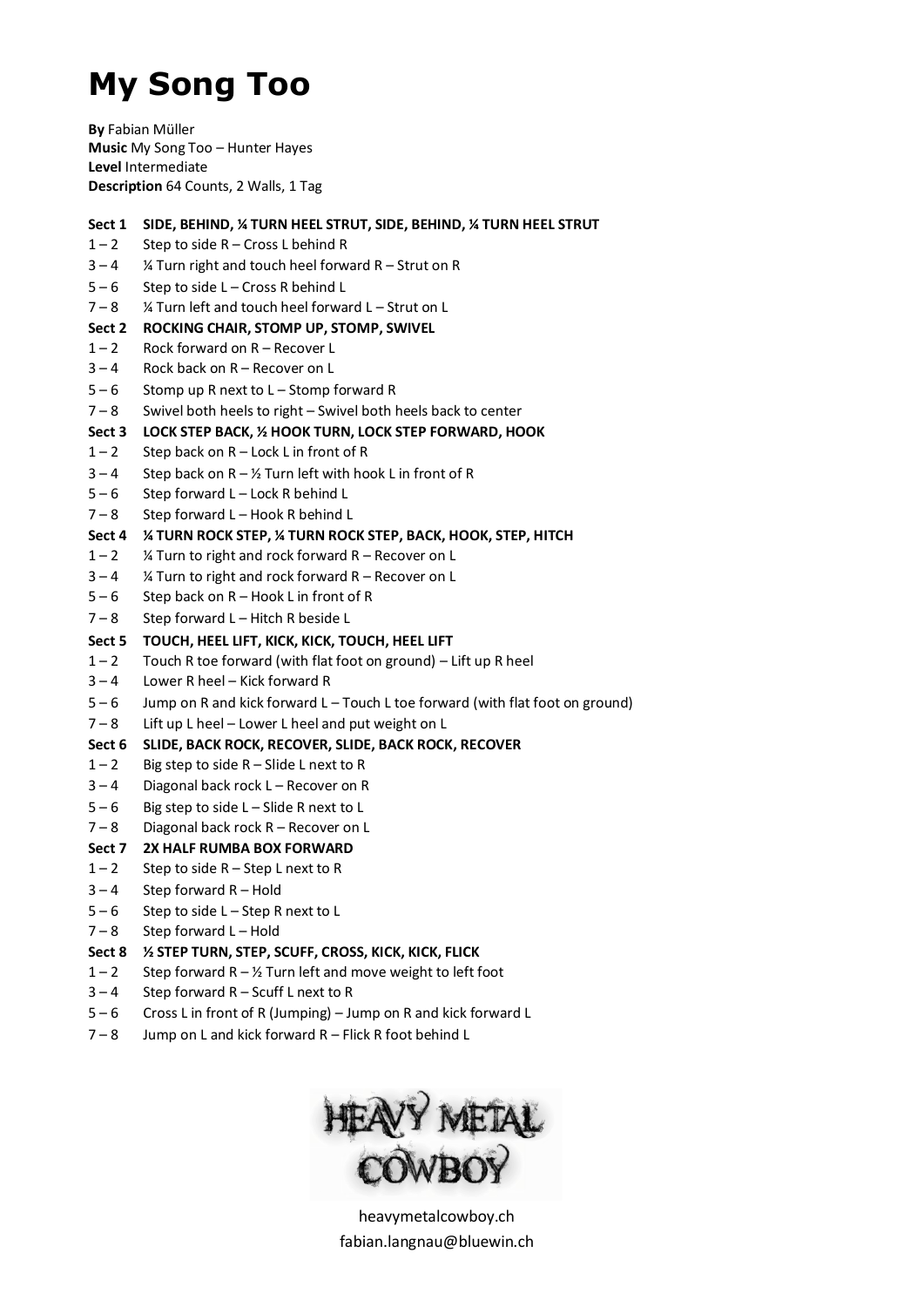# My Song Too

**By** Fabian Müller
**Music** My Song Too – Hunter Hayes
**Level** Intermediate
**Description** 64 Counts, 2 Walls, 1 Tag

**Sect 1 SIDE, BEHIND, ¼ TURN HEEL STRUT, SIDE, BEHIND, ¼ TURN HEEL STRUT**

1 – 2 Step to side R – Cross L behind R
3 – 4 ¼ Turn right and touch heel forward R – Strut on R
5 – 6 Step to side L – Cross R behind L
7 – 8 ¼ Turn left and touch heel forward L – Strut on L

**Sect 2 ROCKING CHAIR, STOMP UP, STOMP, SWIVEL**

1 – 2 Rock forward on R – Recover L
3 – 4 Rock back on R – Recover on L
5 – 6 Stomp up R next to L – Stomp forward R
7 – 8 Swivel both heels to right – Swivel both heels back to center

**Sect 3 LOCK STEP BACK, ½ HOOK TURN, LOCK STEP FORWARD, HOOK**

1 – 2 Step back on R – Lock L in front of R
3 – 4 Step back on R – ½ Turn left with hook L in front of R
5 – 6 Step forward L – Lock R behind L
7 – 8 Step forward L – Hook R behind L

**Sect 4 ¼ TURN ROCK STEP, ¼ TURN ROCK STEP, BACK, HOOK, STEP, HITCH**

1 – 2 ¼ Turn to right and rock forward R – Recover on L
3 – 4 ¼ Turn to right and rock forward R – Recover on L
5 – 6 Step back on R – Hook L in front of R
7 – 8 Step forward L – Hitch R beside L

**Sect 5 TOUCH, HEEL LIFT, KICK, KICK, TOUCH, HEEL LIFT**

1 – 2 Touch R toe forward (with flat foot on ground) – Lift up R heel
3 – 4 Lower R heel – Kick forward R
5 – 6 Jump on R and kick forward L – Touch L toe forward (with flat foot on ground)
7 – 8 Lift up L heel – Lower L heel and put weight on L

**Sect 6 SLIDE, BACK ROCK, RECOVER, SLIDE, BACK ROCK, RECOVER**

1 – 2 Big step to side R – Slide L next to R
3 – 4 Diagonal back rock L – Recover on R
5 – 6 Big step to side L – Slide R next to L
7 – 8 Diagonal back rock R – Recover on L

**Sect 7 2X HALF RUMBA BOX FORWARD**

1 – 2 Step to side R – Step L next to R
3 – 4 Step forward R – Hold
5 – 6 Step to side L – Step R next to L
7 – 8 Step forward L – Hold

**Sect 8 ½ STEP TURN, STEP, SCUFF, CROSS, KICK, KICK, FLICK**

1 – 2 Step forward R – ½ Turn left and move weight to left foot
3 – 4 Step forward R – Scuff L next to R
5 – 6 Cross L in front of R (Jumping) – Jump on R and kick forward L
7 – 8 Jump on L and kick forward R – Flick R foot behind L

HEAVY METAL COWBOY

heavymetalcowboy.ch
fabian.langnau@bluewin.ch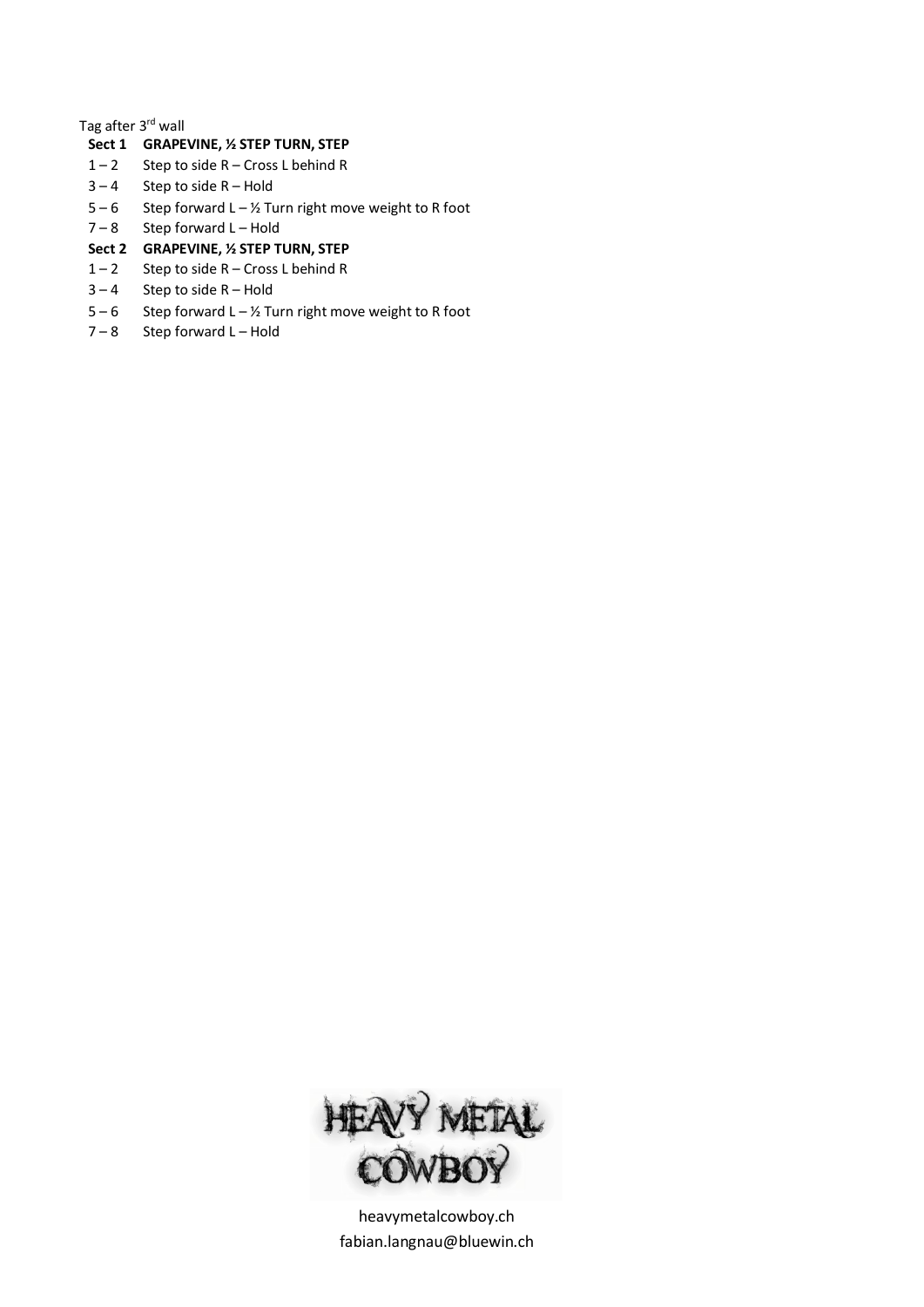Tag after 3rd wall

| | | |
|---|---|---|
| **Sect 1** | **GRAPEVINE, ½ STEP TURN, STEP** |
| 1 – 2 | Step to side R – Cross L behind R |
| 3 – 4 | Step to side R – Hold |
| 5 – 6 | Step forward L – ½ Turn right move weight to R foot |
| 7 – 8 | Step forward L – Hold |
| **Sect 2** | **GRAPEVINE, ½ STEP TURN, STEP** |
| 1 – 2 | Step to side R – Cross L behind R |
| 3 – 4 | Step to side R – Hold |
| 5 – 6 | Step forward L – ½ Turn right move weight to R foot |
| 7 – 8 | Step forward L – Hold |

HEAVY METAL COWBOY

heavymetalcowboy.ch
fabian.langnau@bluewin.ch